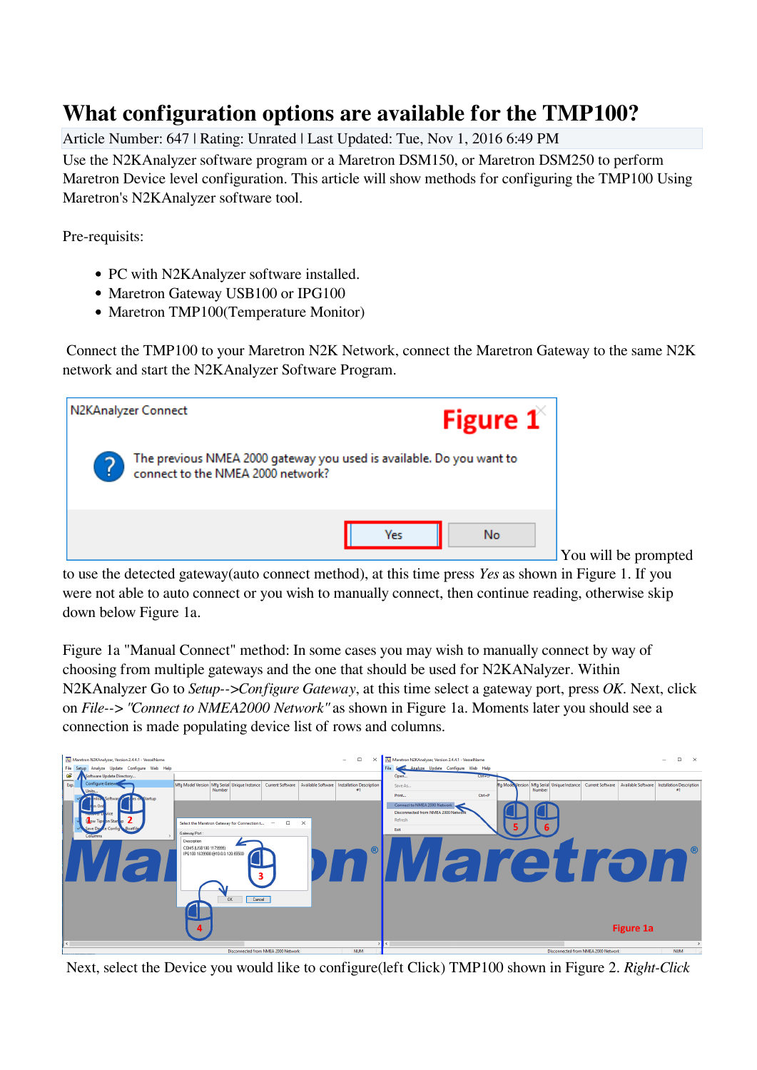# What configuration options are available for the TMP100?

Article Number: 647 | Rating: Unrated | Last Updated: Tue, Nov 1, 2016 6:49 PM

Use the N2KAnalyzer software program or a Maretron DSM150, or Maretron DSM250 to perform Maretron Device level configuration. This article will show methods for configuring the TMP100 Using Maretron's N2KAnalyzer software tool.

Pre-requisits:

- PC with N2KAnalyzer software installed.
- Maretron Gateway USB100 or IPG100
- Maretron TMP100(Temperature Monitor)

Connect the TMP100 to your Maretron N2K Network, connect the Maretron Gateway to the same N2K network and start the N2KAnalyzer Software Program.

You will be prompted to use the detected gateway(auto connect method), at this time press *Yes* as shown in Figure 1. If you were not able to auto connect or you wish to manually connect, then continue reading, otherwise skip down below Figure 1a.

Figure 1a "Manual Connect" method: In some cases you may wish to manually connect by way of choosing from multiple gateways and the one that should be used for N2KANalyzer. Within N2KAnalyzer Go to *Setup-->Configure Gateway*, at this time select a gateway port, press *OK*. Next, click on *File--> "Connect to NMEA2000 Network"* as shown in Figure 1a. Moments later you should see a connection is made populating device list of rows and columns.

Next, select the Device you would like to configure(left Click) TMP100 shown in Figure 2. *Right-Click*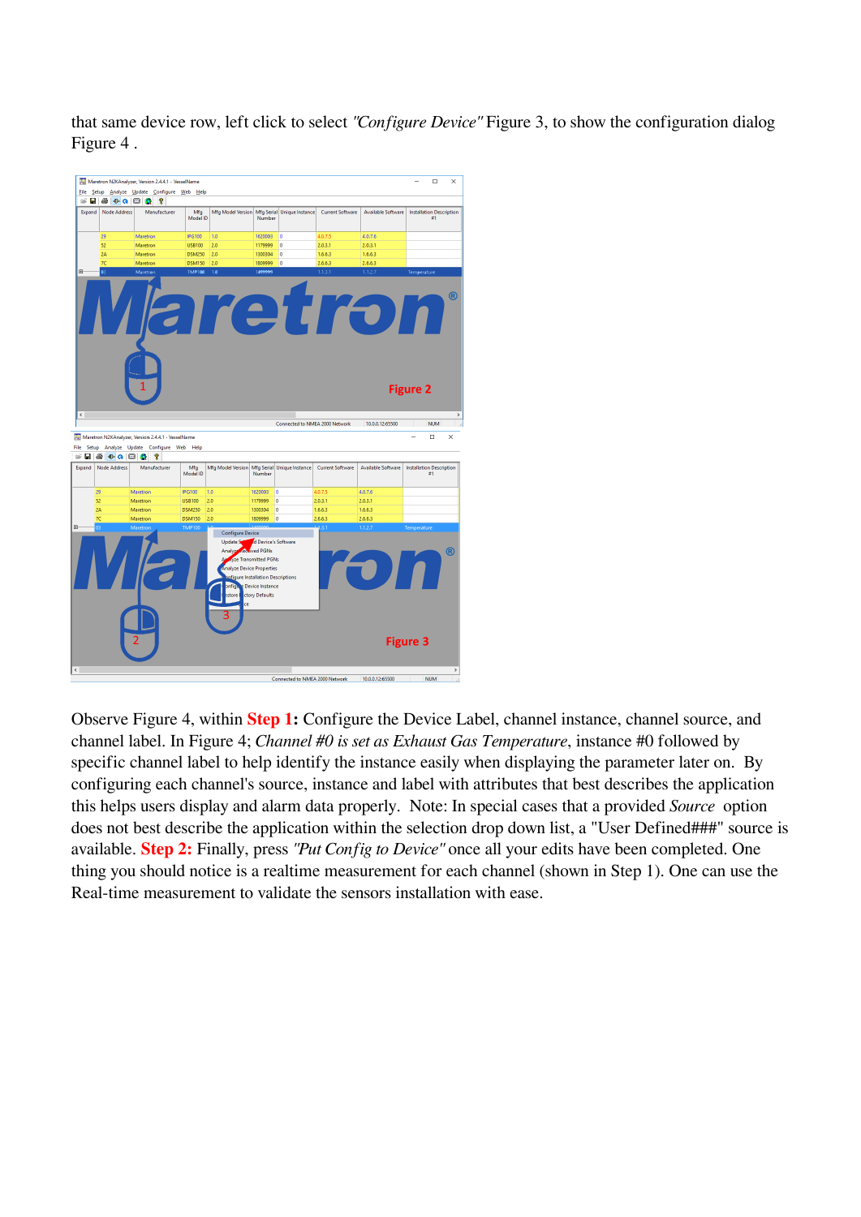that same device row, left click to select *"Configure Device"* Figure 3, to show the configuration dialog Figure 4 .

Observe Figure 4, within **Step 1:** Configure the Device Label, channel instance, channel source, and channel label. In Figure 4; *Channel #0 is set as Exhaust Gas Temperature*, instance #0 followed by specific channel label to help identify the instance easily when displaying the parameter later on. By configuring each channel's source, instance and label with attributes that best describes the application this helps users display and alarm data properly. Note: In special cases that a provided *Source* option does not best describe the application within the selection drop down list, a "User Defined###" source is available. **Step 2:** Finally, press *"Put Config to Device"* once all your edits have been completed. One thing you should notice is a realtime measurement for each channel (shown in Step 1). One can use the Real-time measurement to validate the sensors installation with ease.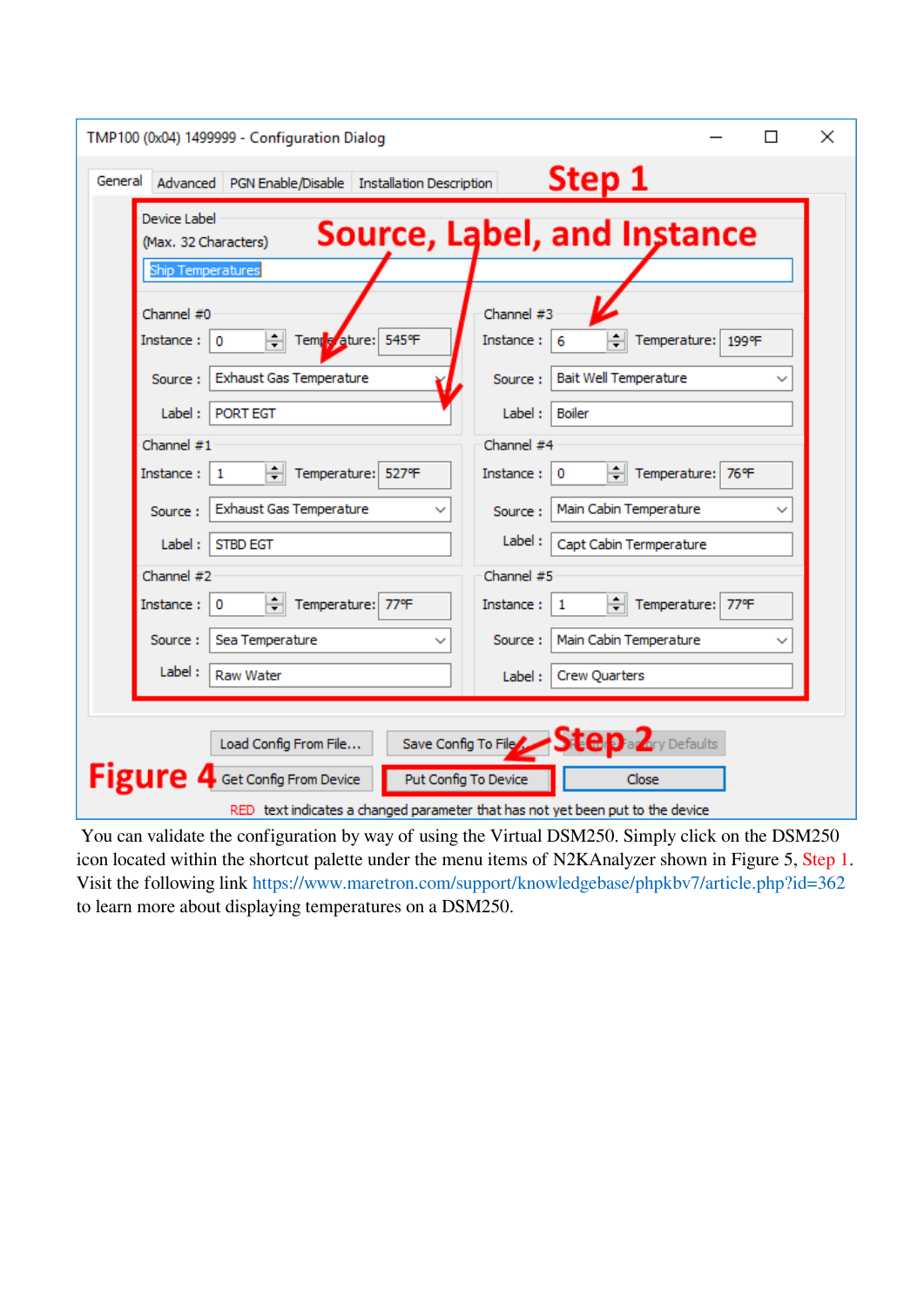TMP100 (0x04) 1499999 - Configuration Dialog

General | Advanced | PGN Enable/Disable | Installation Description

**Step 1**

**Source, Label, and Instance**

Device Label
(Max. 32 Characters)
Ship Temperatures

| Channel | Instance | Temperature | Source | Label |
| --- | --- | --- | --- | --- |
| Channel #0 | 0 | 545°F | Exhaust Gas Temperature | PORT EGT |
| Channel #1 | 1 | 527°F | Exhaust Gas Temperature | STBD EGT |
| Channel #2 | 0 | 77°F | Sea Temperature | Raw Water |
| Channel #3 | 6 | 199°F | Bait Well Temperature | Boiler |
| Channel #4 | 0 | 76°F | Main Cabin Temperature | Capt Cabin Termperature |
| Channel #5 | 1 | 77°F | Main Cabin Temperature | Crew Quarters |

Load Config From File... | Save Config To File | Restore Factory Defaults

**Step 2**

**Figure 4**

Get Config From Device | Put Config To Device | Close

RED text indicates a changed parameter that has not yet been put to the device

You can validate the configuration by way of using the Virtual DSM250. Simply click on the DSM250 icon located within the shortcut palette under the menu items of N2KAnalyzer shown in Figure 5, Step 1. Visit the following link https://www.maretron.com/support/knowledgebase/phpkbv7/article.php?id=362 to learn more about displaying temperatures on a DSM250.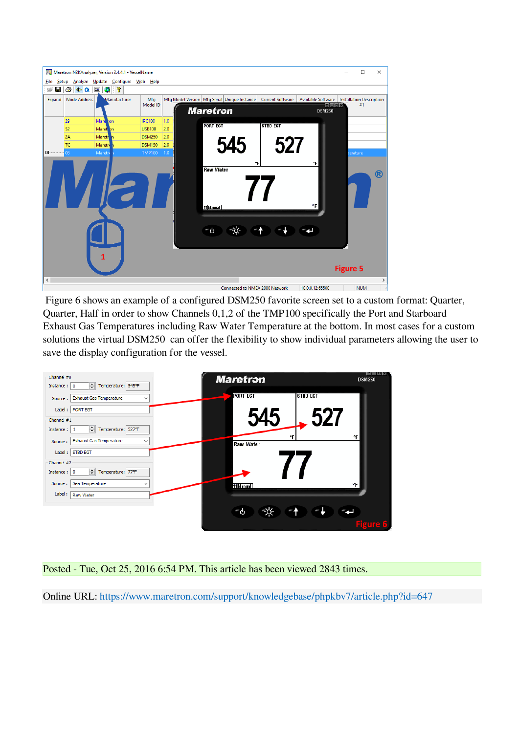Figure 5

Figure 6 shows an example of a configured DSM250 favorite screen set to a custom format: Quarter, Quarter, Half in order to show Channels 0,1,2 of the TMP100 specifically the Port and Starboard Exhaust Gas Temperatures including Raw Water Temperature at the bottom. In most cases for a custom solutions the virtual DSM250 can offer the flexibility to show individual parameters allowing the user to save the display configuration for the vessel.

Figure 6

Posted - Tue, Oct 25, 2016 6:54 PM. This article has been viewed 2843 times.

Online URL: https://www.maretron.com/support/knowledgebase/phpkbv7/article.php?id=647